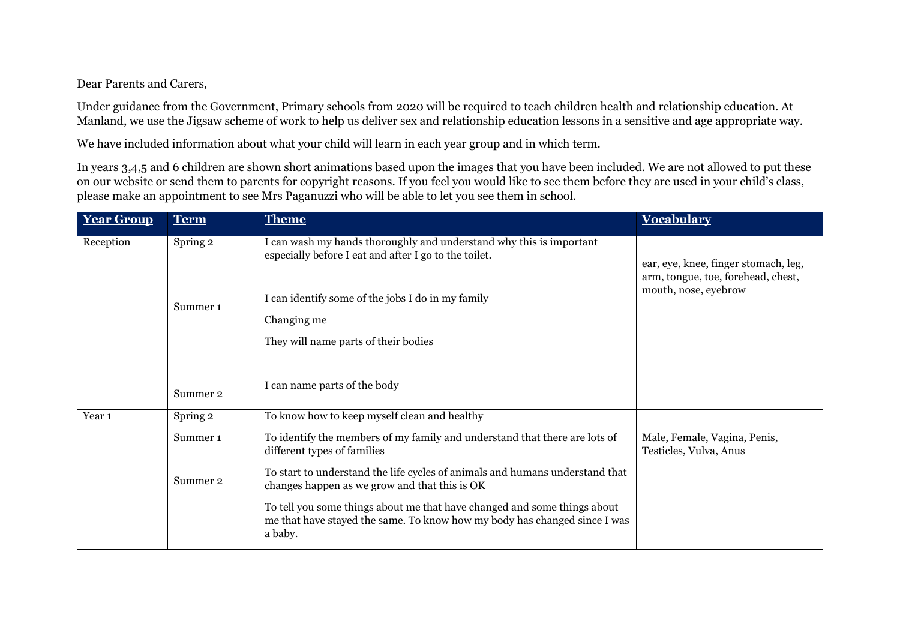Dear Parents and Carers,

Under guidance from the Government, Primary schools from 2020 will be required to teach children health and relationship education. At Manland, we use the Jigsaw scheme of work to help us deliver sex and relationship education lessons in a sensitive and age appropriate way.

We have included information about what your child will learn in each year group and in which term.

In years 3,4,5 and 6 children are shown short animations based upon the images that you have been included. We are not allowed to put these on our website or send them to parents for copyright reasons. If you feel you would like to see them before they are used in your child's class, please make an appointment to see Mrs Paganuzzi who will be able to let you see them in school.

| **Year Group** | **Term** | **Theme** | **Vocabulary** |
|---|---|---|---|
| Reception | Spring 2 | I can wash my hands thoroughly and understand why this is important especially before I eat and after I go to the toilet. | ear, eye, knee, finger stomach, leg, arm, tongue, toe, forehead, chest, mouth, nose, eyebrow |
| | Summer 1 | I can identify some of the jobs I do in my family<br>Changing me<br>They will name parts of their bodies | |
| | Summer 2 | I can name parts of the body | |
| Year 1 | Spring 2 | To know how to keep myself clean and healthy | Male, Female, Vagina, Penis, Testicles, Vulva, Anus |
| | Summer 1 | To identify the members of my family and understand that there are lots of different types of families | |
| | Summer 2 | To start to understand the life cycles of animals and humans understand that changes happen as we grow and that this is OK<br>To tell you some things about me that have changed and some things about me that have stayed the same. To know how my body has changed since I was a baby. | |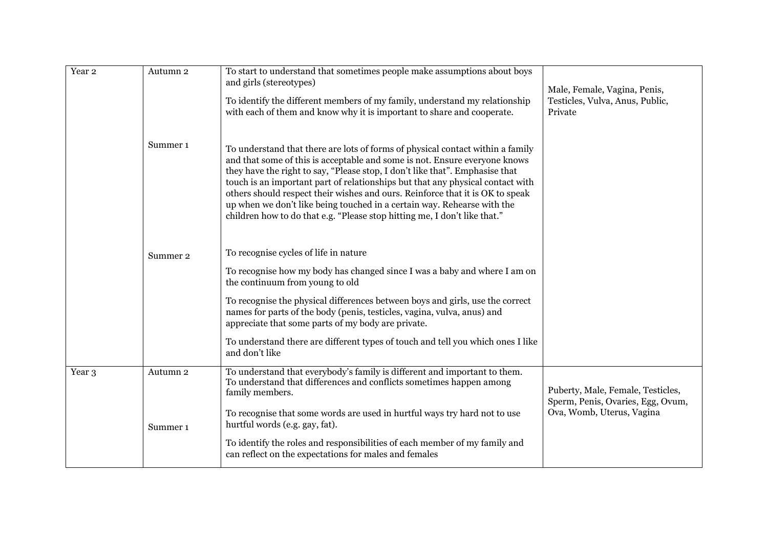| Year 2 | Autumn 2 | To start to understand that sometimes people make assumptions about boys and girls (stereotypes)<br><br>To identify the different members of my family, understand my relationship with each of them and know why it is important to share and cooperate. | Male, Female, Vagina, Penis, Testicles, Vulva, Anus, Public, Private |
|---|---|---|---|
| | Summer 1 | To understand that there are lots of forms of physical contact within a family and that some of this is acceptable and some is not. Ensure everyone knows they have the right to say, "Please stop, I don't like that". Emphasise that touch is an important part of relationships but that any physical contact with others should respect their wishes and ours. Reinforce that it is OK to speak up when we don't like being touched in a certain way. Rehearse with the children how to do that e.g. "Please stop hitting me, I don't like that." | |
| | Summer 2 | To recognise cycles of life in nature<br><br>To recognise how my body has changed since I was a baby and where I am on the continuum from young to old<br><br>To recognise the physical differences between boys and girls, use the correct names for parts of the body (penis, testicles, vagina, vulva, anus) and appreciate that some parts of my body are private.<br><br>To understand there are different types of touch and tell you which ones I like and don't like | |
| Year 3 | Autumn 2 | To understand that everybody's family is different and important to them. To understand that differences and conflicts sometimes happen among family members. | Puberty, Male, Female, Testicles, Sperm, Penis, Ovaries, Egg, Ovum, Ova, Womb, Uterus, Vagina |
| | Summer 1 | To recognise that some words are used in hurtful ways try hard not to use hurtful words (e.g. gay, fat).<br><br>To identify the roles and responsibilities of each member of my family and can reflect on the expectations for males and females | |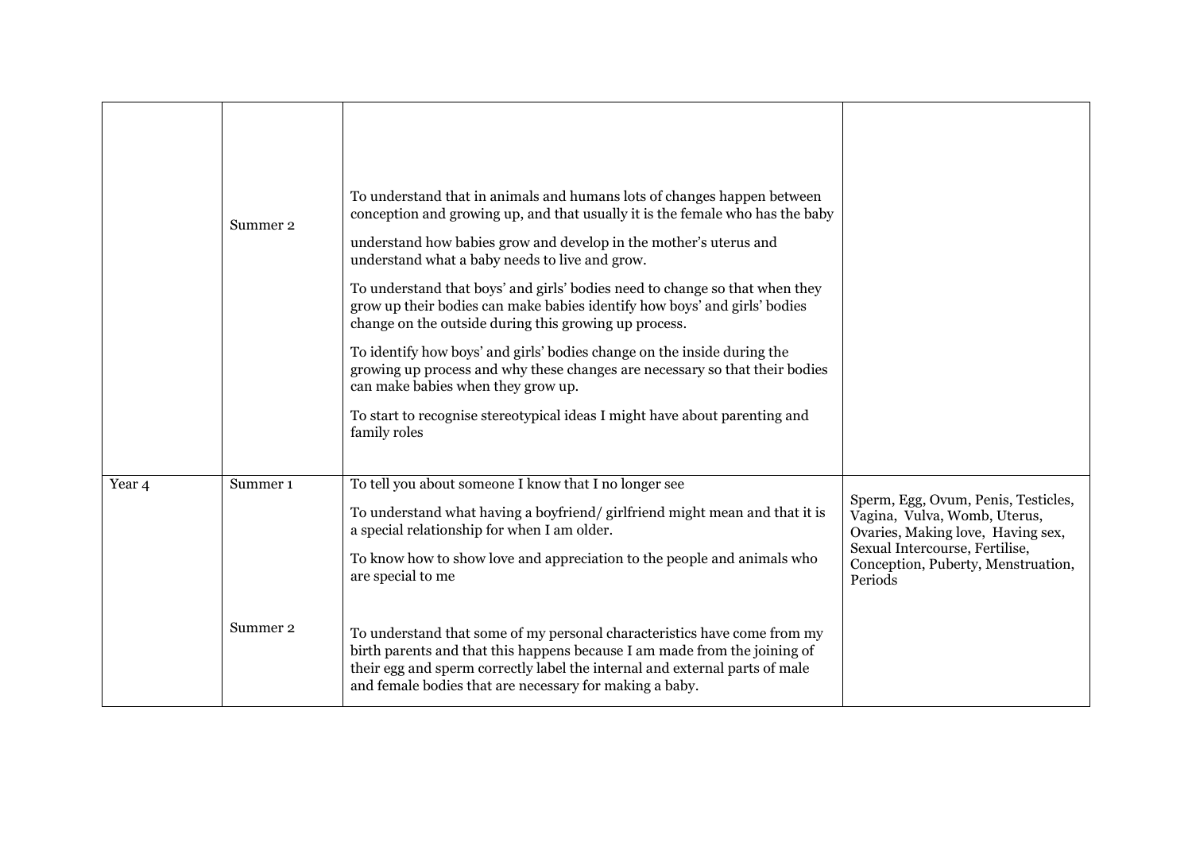| | | | |
|---|---|---|---|
| | Summer 2 | To understand that in animals and humans lots of changes happen between conception and growing up, and that usually it is the female who has the baby<br><br>understand how babies grow and develop in the mother's uterus and understand what a baby needs to live and grow.<br><br>To understand that boys' and girls' bodies need to change so that when they grow up their bodies can make babies identify how boys' and girls' bodies change on the outside during this growing up process.<br><br>To identify how boys' and girls' bodies change on the inside during the growing up process and why these changes are necessary so that their bodies can make babies when they grow up.<br><br>To start to recognise stereotypical ideas I might have about parenting and family roles | |
| Year 4 | Summer 1<br><br><br><br><br><br>Summer 2 | To tell you about someone I know that I no longer see<br><br>To understand what having a boyfriend/ girlfriend might mean and that it is a special relationship for when I am older.<br><br>To know how to show love and appreciation to the people and animals who are special to me<br><br><br>To understand that some of my personal characteristics have come from my birth parents and that this happens because I am made from the joining of their egg and sperm correctly label the internal and external parts of male and female bodies that are necessary for making a baby. | Sperm, Egg, Ovum, Penis, Testicles, Vagina, Vulva, Womb, Uterus, Ovaries, Making love, Having sex, Sexual Intercourse, Fertilise, Conception, Puberty, Menstruation, Periods |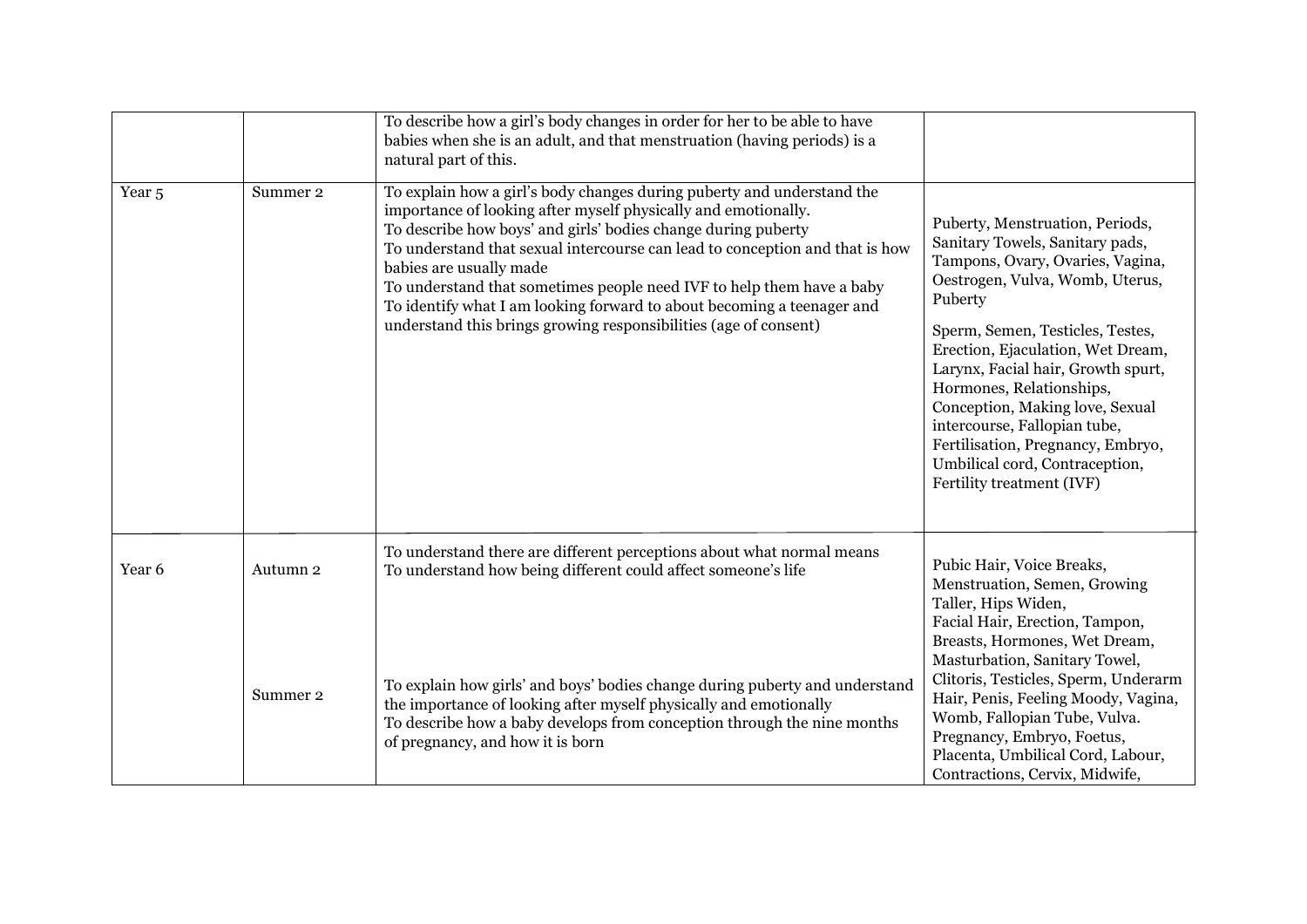| | | | |
|---|---|---|---|
| | | To describe how a girl's body changes in order for her to be able to have babies when she is an adult, and that menstruation (having periods) is a natural part of this. | |
| Year 5 | Summer 2 | To explain how a girl's body changes during puberty and understand the importance of looking after myself physically and emotionally.<br>To describe how boys' and girls' bodies change during puberty<br>To understand that sexual intercourse can lead to conception and that is how babies are usually made<br>To understand that sometimes people need IVF to help them have a baby<br>To identify what I am looking forward to about becoming a teenager and understand this brings growing responsibilities (age of consent) | Puberty, Menstruation, Periods, Sanitary Towels, Sanitary pads, Tampons, Ovary, Ovaries, Vagina, Oestrogen, Vulva, Womb, Uterus, Puberty<br>Sperm, Semen, Testicles, Testes, Erection, Ejaculation, Wet Dream, Larynx, Facial hair, Growth spurt, Hormones, Relationships, Conception, Making love, Sexual intercourse, Fallopian tube, Fertilisation, Pregnancy, Embryo, Umbilical cord, Contraception, Fertility treatment (IVF) |
| Year 6 | Autumn 2<br><br>Summer 2 | To understand there are different perceptions about what normal means<br>To understand how being different could affect someone's life<br><br>To explain how girls' and boys' bodies change during puberty and understand the importance of looking after myself physically and emotionally<br>To describe how a baby develops from conception through the nine months of pregnancy, and how it is born | Pubic Hair, Voice Breaks, Menstruation, Semen, Growing Taller, Hips Widen, Facial Hair, Erection, Tampon, Breasts, Hormones, Wet Dream, Masturbation, Sanitary Towel, Clitoris, Testicles, Sperm, Underarm Hair, Penis, Feeling Moody, Vagina, Womb, Fallopian Tube, Vulva. Pregnancy, Embryo, Foetus, Placenta, Umbilical Cord, Labour, Contractions, Cervix, Midwife, |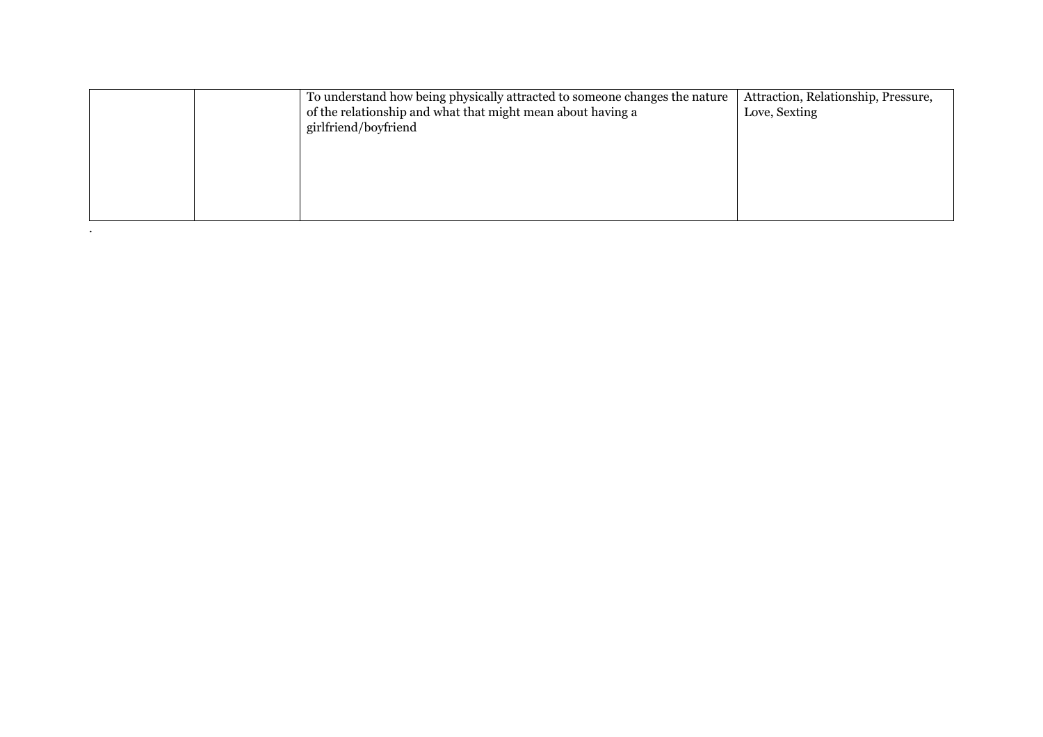| | | | |
|---|---|---|---|
| | | To understand how being physically attracted to someone changes the nature of the relationship and what that might mean about having a girlfriend/boyfriend | Attraction, Relationship, Pressure, Love, Sexting |

.